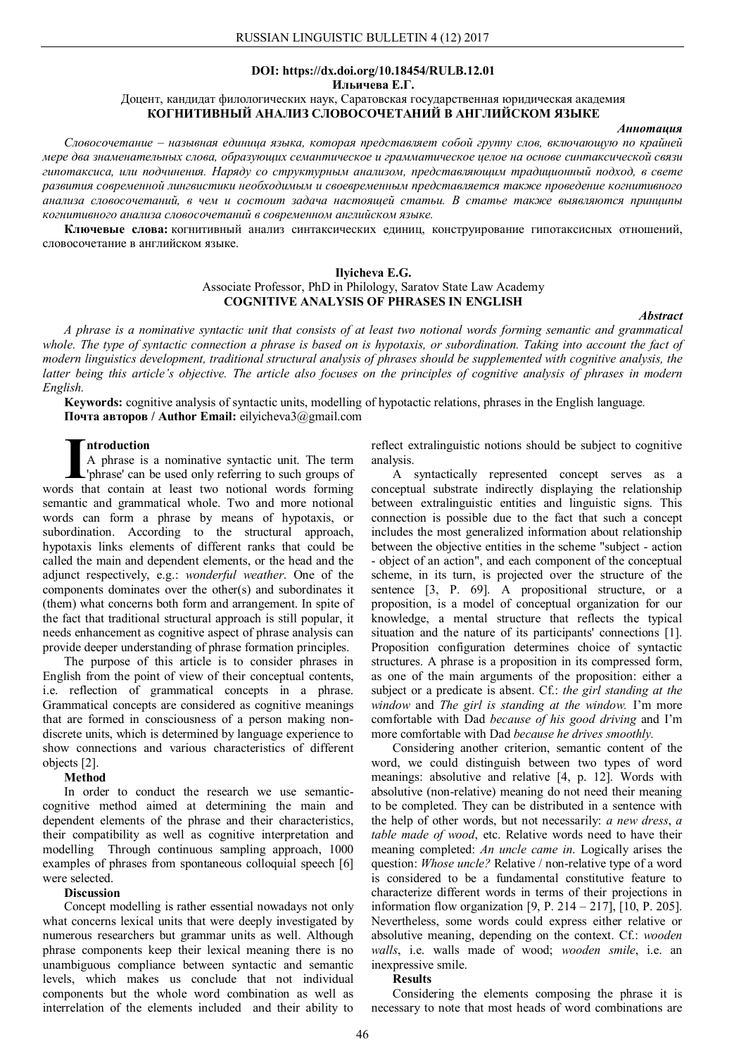**DOI: https://dx.doi.org/10.18454/RULB.12.01**

**Ильичева Е.Г.**

Доцент, кандидат филологических наук, Саратовская государственная юридическая академия

**КОГНИТИВНЫЙ АНАЛИЗ СЛОВОСОЧЕТАНИЙ В АНГЛИЙСКОМ ЯЗЫКЕ**

***Аннотация***

*Словосочетание – назывная единица языка, которая представляет собой группу слов, включающую по крайней мере два знаменательных слова, образующих семантическое и грамматическое целое на основе синтаксической связи гипотаксиса, или подчинения. Наряду со структурным анализом, представляющим традиционный подход, в свете развития современной лингвистики необходимым и своевременным представляется также проведение когнитивного анализа словосочетаний, в чем и состоит задача настоящей статьи. В статье также выявляются принципы когнитивного анализа словосочетаний в современном английском языке.*

**Ключевые слова:** когнитивный анализ синтаксических единиц, конструирование гипотаксисных отношений, словосочетание в английском языке.

**Ilyicheva E.G.**

Associate Professor, PhD in Philology, Saratov State Law Academy

**COGNITIVE ANALYSIS OF PHRASES IN ENGLISH**

***Abstract***

*A phrase is a nominative syntactic unit that consists of at least two notional words forming semantic and grammatical whole. The type of syntactic connection a phrase is based on is hypotaxis, or subordination. Taking into account the fact of modern linguistics development, traditional structural analysis of phrases should be supplemented with cognitive analysis, the latter being this article's objective. The article also focuses on the principles of cognitive analysis of phrases in modern English.*

**Keywords:** cognitive analysis of syntactic units, modelling of hypotactic relations, phrases in the English language.

**Почта авторов / Author Email:** eilyicheva3@gmail.com

**Introduction**

A phrase is a nominative syntactic unit. The term 'phrase' can be used only referring to such groups of words that contain at least two notional words forming semantic and grammatical whole. Two and more notional words can form a phrase by means of hypotaxis, or subordination. According to the structural approach, hypotaxis links elements of different ranks that could be called the main and dependent elements, or the head and the adjunct respectively, e.g.: *wonderful weather*. One of the components dominates over the other(s) and subordinates it (them) what concerns both form and arrangement. In spite of the fact that traditional structural approach is still popular, it needs enhancement as cognitive aspect of phrase analysis can provide deeper understanding of phrase formation principles.

The purpose of this article is to consider phrases in English from the point of view of their conceptual contents, i.e. reflection of grammatical concepts in a phrase. Grammatical concepts are considered as cognitive meanings that are formed in consciousness of a person making non-discrete units, which is determined by language experience to show connections and various characteristics of different objects [2].

**Method**

In order to conduct the research we use semantic-cognitive method aimed at determining the main and dependent elements of the phrase and their characteristics, their compatibility as well as cognitive interpretation and modelling Through continuous sampling approach, 1000 examples of phrases from spontaneous colloquial speech [6] were selected.

**Discussion**

Concept modelling is rather essential nowadays not only what concerns lexical units that were deeply investigated by numerous researchers but grammar units as well. Although phrase components keep their lexical meaning there is no unambiguous compliance between syntactic and semantic levels, which makes us conclude that not individual components but the whole word combination as well as interrelation of the elements included and their ability to reflect extralinguistic notions should be subject to cognitive analysis.

A syntactically represented concept serves as a conceptual substrate indirectly displaying the relationship between extralinguistic entities and linguistic signs. This connection is possible due to the fact that such a concept includes the most generalized information about relationship between the objective entities in the scheme "subject - action - object of an action", and each component of the conceptual scheme, in its turn, is projected over the structure of the sentence [3, P. 69]. A propositional structure, or a proposition, is a model of conceptual organization for our knowledge, a mental structure that reflects the typical situation and the nature of its participants' connections [1]. Proposition configuration determines choice of syntactic structures. A phrase is a proposition in its compressed form, as one of the main arguments of the proposition: either a subject or a predicate is absent. Cf.: *the girl standing at the window* and *The girl is standing at the window.* I'm more comfortable with Dad *because of his good driving* and I'm more comfortable with Dad *because he drives smoothly.*

Considering another criterion, semantic content of the word, we could distinguish between two types of word meanings: absolutive and relative [4, p. 12]. Words with absolutive (non-relative) meaning do not need their meaning to be completed. They can be distributed in a sentence with the help of other words, but not necessarily: *a new dress*, *a table made of wood*, etc. Relative words need to have their meaning completed: *An uncle came in*. Logically arises the question: *Whose uncle?* Relative / non-relative type of a word is considered to be a fundamental constitutive feature to characterize different words in terms of their projections in information flow organization [9, P. 214 – 217], [10, P. 205]. Nevertheless, some words could express either relative or absolutive meaning, depending on the context. Cf.: *wooden walls*, i.e. walls made of wood; *wooden smile*, i.e. an inexpressive smile.

**Results**

Considering the elements composing the phrase it is necessary to note that most heads of word combinations are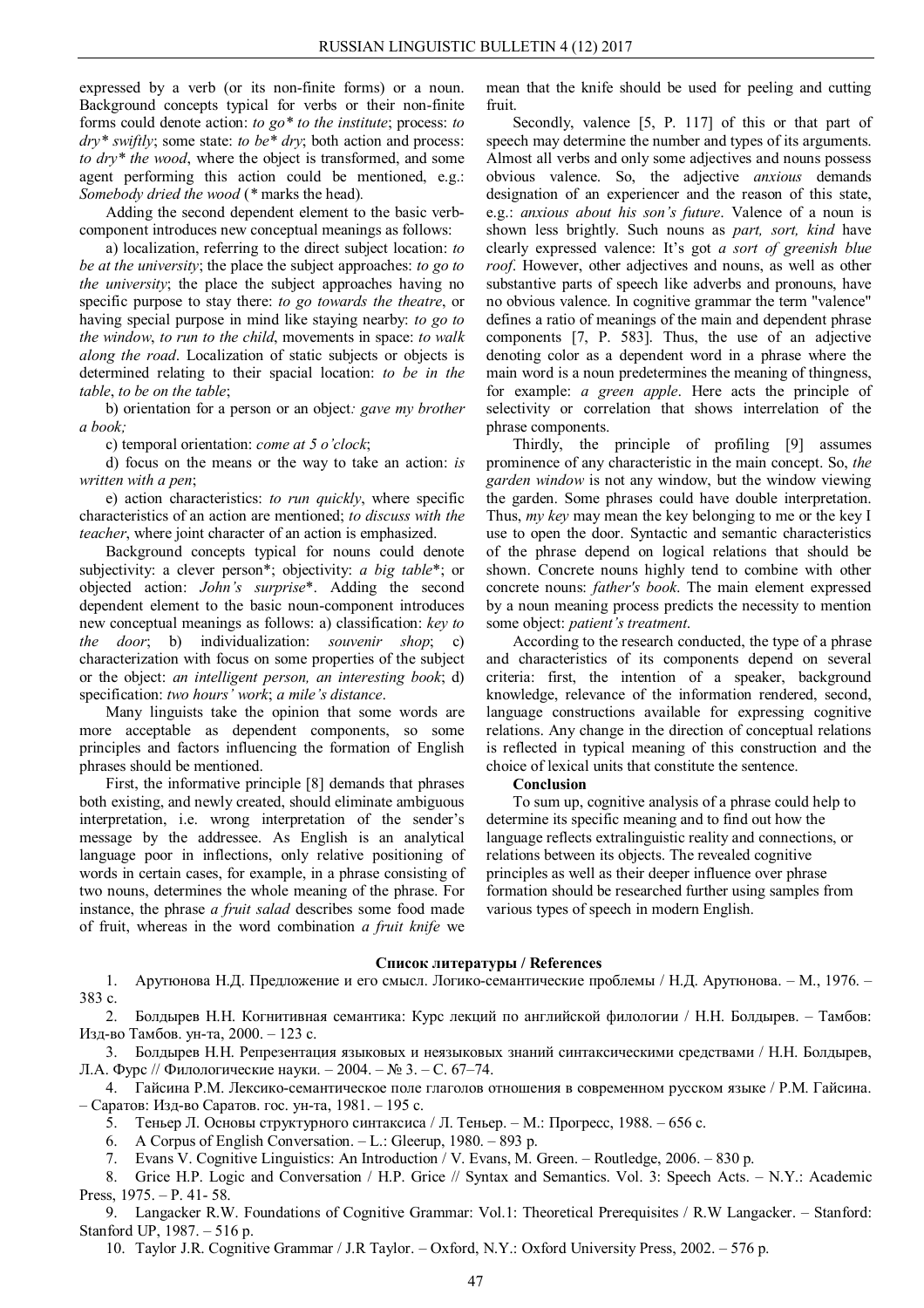expressed by a verb (or its non-finite forms) or a noun. Background concepts typical for verbs or their non-finite forms could denote action: *to go* to the institute*; process: *to dry* swiftly*; some state: *to be* dry*; both action and process: *to dry* the wood*, where the object is transformed, and some agent performing this action could be mentioned, e.g.: *Somebody dried the wood* (* marks the head).

Adding the second dependent element to the basic verb-component introduces new conceptual meanings as follows:

a) localization, referring to the direct subject location: *to be at the university*; the place the subject approaches: *to go to the university*; the place the subject approaches having no specific purpose to stay there: *to go towards the theatre*, or having special purpose in mind like staying nearby: *to go to the window*, *to run to the child*, movements in space: *to walk along the road*. Localization of static subjects or objects is determined relating to their spacial location: *to be in the table*, *to be on the table*;

b) orientation for a person or an object*: gave my brother a book;*

c) temporal orientation: *come at 5 o'clock*;

d) focus on the means or the way to take an action: *is written with a pen*;

e) action characteristics: *to run quickly*, where specific characteristics of an action are mentioned; *to discuss with the teacher*, where joint character of an action is emphasized.

Background concepts typical for nouns could denote subjectivity: a clever person*; objectivity: *a big table**; or objected action: *John's surprise**. Adding the second dependent element to the basic noun-component introduces new conceptual meanings as follows: a) classification: *key to the door*; b) individualization: *souvenir shop*; c) characterization with focus on some properties of the subject or the object: *an intelligent person, an interesting book*; d) specification: *two hours' work*; *a mile's distance*.

Many linguists take the opinion that some words are more acceptable as dependent components, so some principles and factors influencing the formation of English phrases should be mentioned.

First, the informative principle [8] demands that phrases both existing, and newly created, should eliminate ambiguous interpretation, i.e. wrong interpretation of the sender's message by the addressee. As English is an analytical language poor in inflections, only relative positioning of words in certain cases, for example, in a phrase consisting of two nouns, determines the whole meaning of the phrase. For instance, the phrase *a fruit salad* describes some food made of fruit, whereas in the word combination *a fruit knife* we mean that the knife should be used for peeling and cutting fruit.

Secondly, valence [5, P. 117] of this or that part of speech may determine the number and types of its arguments. Almost all verbs and only some adjectives and nouns possess obvious valence. So, the adjective *anxious* demands designation of an experiencer and the reason of this state, e.g.: *anxious about his son's future*. Valence of a noun is shown less brightly. Such nouns as *part, sort, kind* have clearly expressed valence: It's got *a sort of greenish blue roof*. However, other adjectives and nouns, as well as other substantive parts of speech like adverbs and pronouns, have no obvious valence. In cognitive grammar the term "valence" defines a ratio of meanings of the main and dependent phrase components [7, P. 583]. Thus, the use of an adjective denoting color as a dependent word in a phrase where the main word is a noun predetermines the meaning of thingness, for example: *a green apple*. Here acts the principle of selectivity or correlation that shows interrelation of the phrase components.

Thirdly, the principle of profiling [9] assumes prominence of any characteristic in the main concept. So, *the garden window* is not any window, but the window viewing the garden. Some phrases could have double interpretation. Thus, *my key* may mean the key belonging to me or the key I use to open the door. Syntactic and semantic characteristics of the phrase depend on logical relations that should be shown. Concrete nouns highly tend to combine with other concrete nouns: *father's book*. The main element expressed by a noun meaning process predicts the necessity to mention some object: *patient's treatment*.

According to the research conducted, the type of a phrase and characteristics of its components depend on several criteria: first, the intention of a speaker, background knowledge, relevance of the information rendered, second, language constructions available for expressing cognitive relations. Any change in the direction of conceptual relations is reflected in typical meaning of this construction and the choice of lexical units that constitute the sentence.

**Conclusion**

To sum up, cognitive analysis of a phrase could help to determine its specific meaning and to find out how the language reflects extralinguistic reality and connections, or relations between its objects. The revealed cognitive principles as well as their deeper influence over phrase formation should be researched further using samples from various types of speech in modern English.

**Список литературы / References**

1. Арутюнова Н.Д. Предложение и его смысл. Логико-семантические проблемы / Н.Д. Арутюнова. – М., 1976. – 383 с.
2. Болдырев Н.Н. Когнитивная семантика: Курс лекций по английской филологии / Н.Н. Болдырев. – Тамбов: Изд-во Тамбов. ун-та, 2000. – 123 с.
3. Болдырев Н.Н. Репрезентация языковых и неязыковых знаний синтаксическими средствами / Н.Н. Болдырев, Л.А. Фурс // Филологические науки. – 2004. – № 3. – С. 67–74.
4. Гайсина Р.М. Лексико-семантическое поле глаголов отношения в современном русском языке / Р.М. Гайсина. – Саратов: Изд-во Саратов. гос. ун-та, 1981. – 195 с.
5. Теньер Л. Основы структурного синтаксиса / Л. Теньер. – М.: Прогресс, 1988. – 656 с.
6. A Corpus of English Conversation. – L.: Gleerup, 1980. – 893 p.
7. Evans V. Cognitive Linguistics: An Introduction / V. Evans, M. Green. – Routledge, 2006. – 830 p.
8. Grice H.P. Logic and Conversation / H.P. Grice // Syntax and Semantics. Vol. 3: Speech Acts. – N.Y.: Academic Press, 1975. – P. 41- 58.
9. Langacker R.W. Foundations of Cognitive Grammar: Vol.1: Theoretical Prerequisites / R.W Langacker. – Stanford: Stanford UP, 1987. – 516 p.
10. Taylor J.R. Cognitive Grammar / J.R Taylor. – Oxford, N.Y.: Oxford University Press, 2002. – 576 p.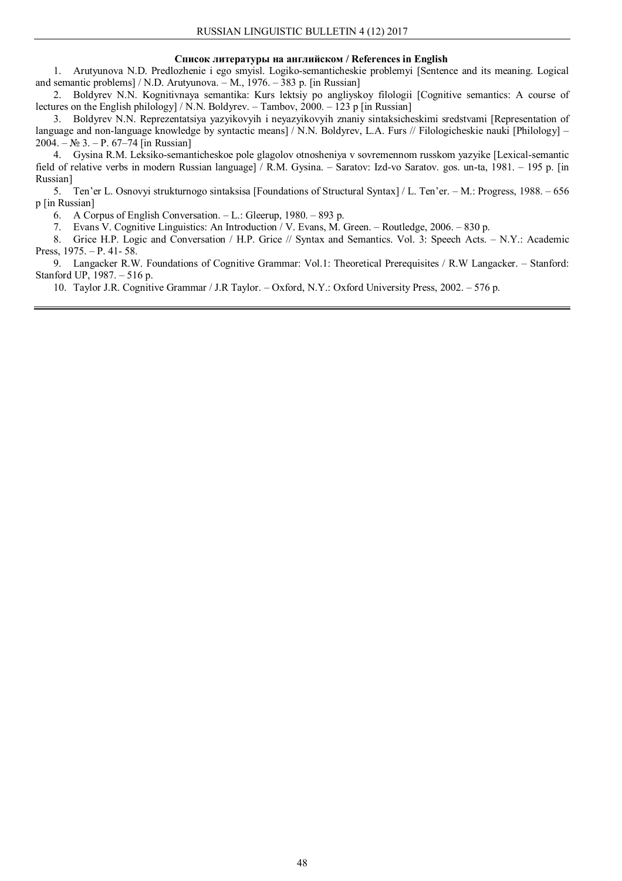**Список литературы на английском / References in English**

1. Arutyunova N.D. Predlozhenie i ego smyisl. Logiko-semanticheskie problemyi [Sentence and its meaning. Logical and semantic problems] / N.D. Arutyunova. – M., 1976. – 383 p. [in Russian]
2. Boldyrev N.N. Kognitivnaya semantika: Kurs lektsiy po angliyskoy filologii [Cognitive semantics: A course of lectures on the English philology] / N.N. Boldyrev. – Tambov, 2000. – 123 p [in Russian]
3. Boldyrev N.N. Reprezentatsiya yazyikovyih i neyazyikovyih znaniy sintaksicheskimi sredstvami [Representation of language and non-language knowledge by syntactic means] / N.N. Boldyrev, L.A. Furs // Filologicheskie nauki [Philology] – 2004. – № 3. – P. 67–74 [in Russian]
4. Gysina R.M. Leksiko-semanticheskoe pole glagolov otnosheniya v sovremennom russkom yazyike [Lexical-semantic field of relative verbs in modern Russian language] / R.M. Gysina. – Saratov: Izd-vo Saratov. gos. un-ta, 1981. – 195 p. [in Russian]
5. Ten'er L. Osnovyi strukturnogo sintaksisa [Foundations of Structural Syntax] / L. Ten'er. – M.: Progress, 1988. – 656 p [in Russian]
6. A Corpus of English Conversation. – L.: Gleerup, 1980. – 893 p.
7. Evans V. Cognitive Linguistics: An Introduction / V. Evans, M. Green. – Routledge, 2006. – 830 p.
8. Grice H.P. Logic and Conversation / H.P. Grice // Syntax and Semantics. Vol. 3: Speech Acts. – N.Y.: Academic Press, 1975. – P. 41- 58.
9. Langacker R.W. Foundations of Cognitive Grammar: Vol.1: Theoretical Prerequisites / R.W Langacker. – Stanford: Stanford UP, 1987. – 516 p.
10. Taylor J.R. Cognitive Grammar / J.R Taylor. – Oxford, N.Y.: Oxford University Press, 2002. – 576 p.